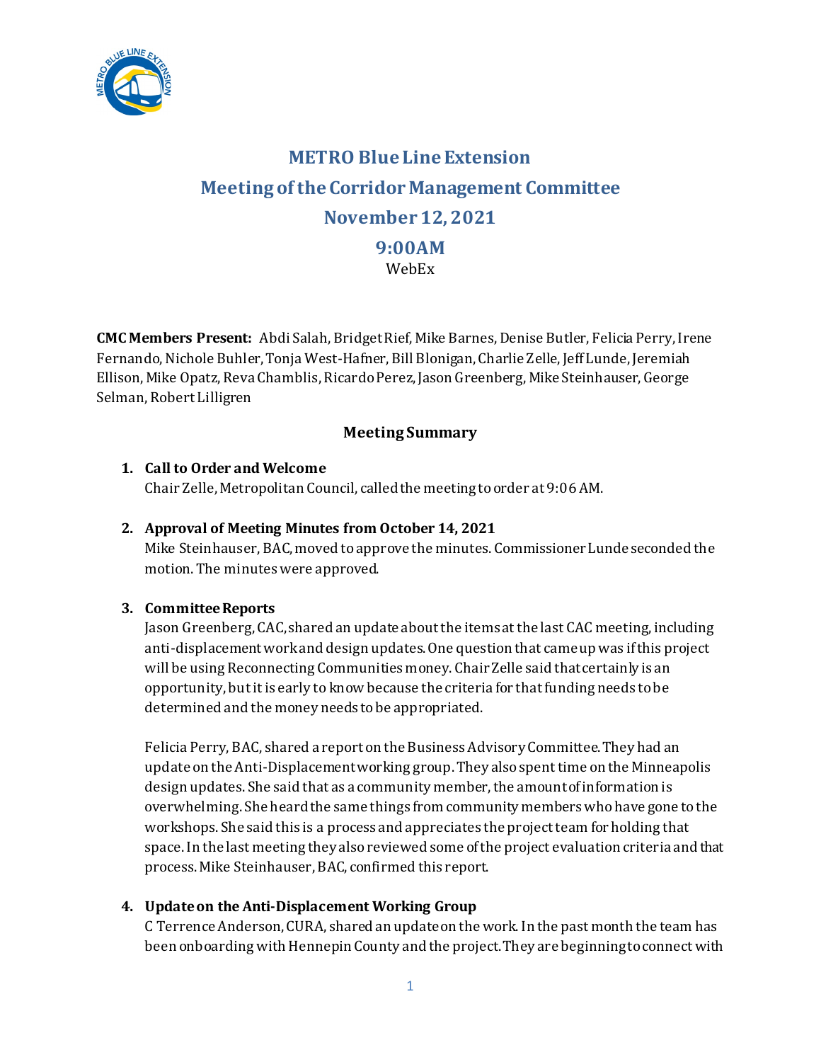# METRO Blue Line Extension

## Meeting of the Corridor Management Committee

## November 12, 2021

## 9:00AM

WebEx

**CMC Members Present:** Abdi Salah, Bridget Rief, Mike Barnes, Denise Butler, Felicia Perry, Irene Fernando, Nichole Buhler, Tonja West-Hafner, Bill Blonigan, Charlie Zelle, Jeff Lunde, Jeremiah Ellison, Mike Opatz, Reva Chamblis, Ricardo Perez, Jason Greenberg, Mike Steinhauser, George Selman, Robert Lilligren

### Meeting Summary

1. **Call to Order and Welcome**
   Chair Zelle, Metropolitan Council, called the meeting to order at 9:06 AM.

2. **Approval of Meeting Minutes from October 14, 2021**
   Mike Steinhauser, BAC, moved to approve the minutes. Commissioner Lunde seconded the motion. The minutes were approved.

3. **Committee Reports**
   Jason Greenberg, CAC, shared an update about the items at the last CAC meeting, including anti-displacement work and design updates. One question that came up was if this project will be using Reconnecting Communities money. Chair Zelle said that certainly is an opportunity, but it is early to know because the criteria for that funding needs to be determined and the money needs to be appropriated.

   Felicia Perry, BAC, shared a report on the Business Advisory Committee. They had an update on the Anti-Displacement working group. They also spent time on the Minneapolis design updates. She said that as a community member, the amount of information is overwhelming. She heard the same things from community members who have gone to the workshops. She said this is a process and appreciates the project team for holding that space. In the last meeting they also reviewed some of the project evaluation criteria and that process. Mike Steinhauser, BAC, confirmed this report.

4. **Update on the Anti-Displacement Working Group**
   C Terrence Anderson, CURA, shared an update on the work. In the past month the team has been onboarding with Hennepin County and the project. They are beginning to connect with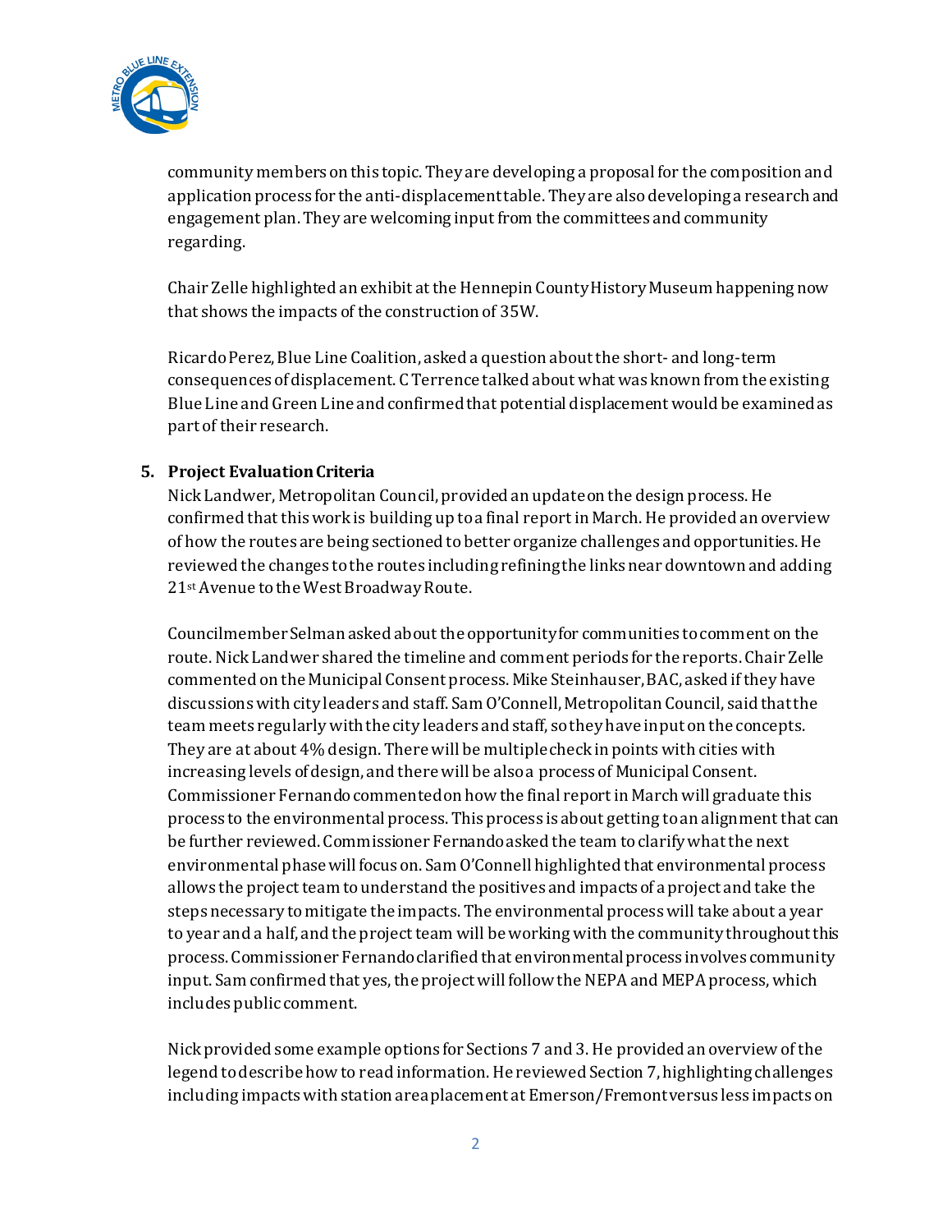community members on this topic. They are developing a proposal for the composition and application process for the anti-displacement table. They are also developing a research and engagement plan. They are welcoming input from the committees and community regarding.

Chair Zelle highlighted an exhibit at the Hennepin County History Museum happening now that shows the impacts of the construction of 35W.

Ricardo Perez, Blue Line Coalition, asked a question about the short- and long-term consequences of displacement. C Terrence talked about what was known from the existing Blue Line and Green Line and confirmed that potential displacement would be examined as part of their research.

5. **Project Evaluation Criteria**

Nick Landwer, Metropolitan Council, provided an update on the design process. He confirmed that this work is building up to a final report in March. He provided an overview of how the routes are being sectioned to better organize challenges and opportunities. He reviewed the changes to the routes including refining the links near downtown and adding 21st Avenue to the West Broadway Route.

Councilmember Selman asked about the opportunity for communities to comment on the route. Nick Landwer shared the timeline and comment periods for the reports. Chair Zelle commented on the Municipal Consent process. Mike Steinhauser, BAC, asked if they have discussions with city leaders and staff. Sam O'Connell, Metropolitan Council, said that the team meets regularly with the city leaders and staff, so they have input on the concepts. They are at about 4% design. There will be multiple check in points with cities with increasing levels of design, and there will be also a process of Municipal Consent. Commissioner Fernando commented on how the final report in March will graduate this process to the environmental process. This process is about getting to an alignment that can be further reviewed. Commissioner Fernando asked the team to clarify what the next environmental phase will focus on. Sam O'Connell highlighted that environmental process allows the project team to understand the positives and impacts of a project and take the steps necessary to mitigate the impacts. The environmental process will take about a year to year and a half, and the project team will be working with the community throughout this process. Commissioner Fernando clarified that environmental process involves community input. Sam confirmed that yes, the project will follow the NEPA and MEPA process, which includes public comment.

Nick provided some example options for Sections 7 and 3. He provided an overview of the legend to describe how to read information. He reviewed Section 7, highlighting challenges including impacts with station area placement at Emerson/Fremont versus less impacts on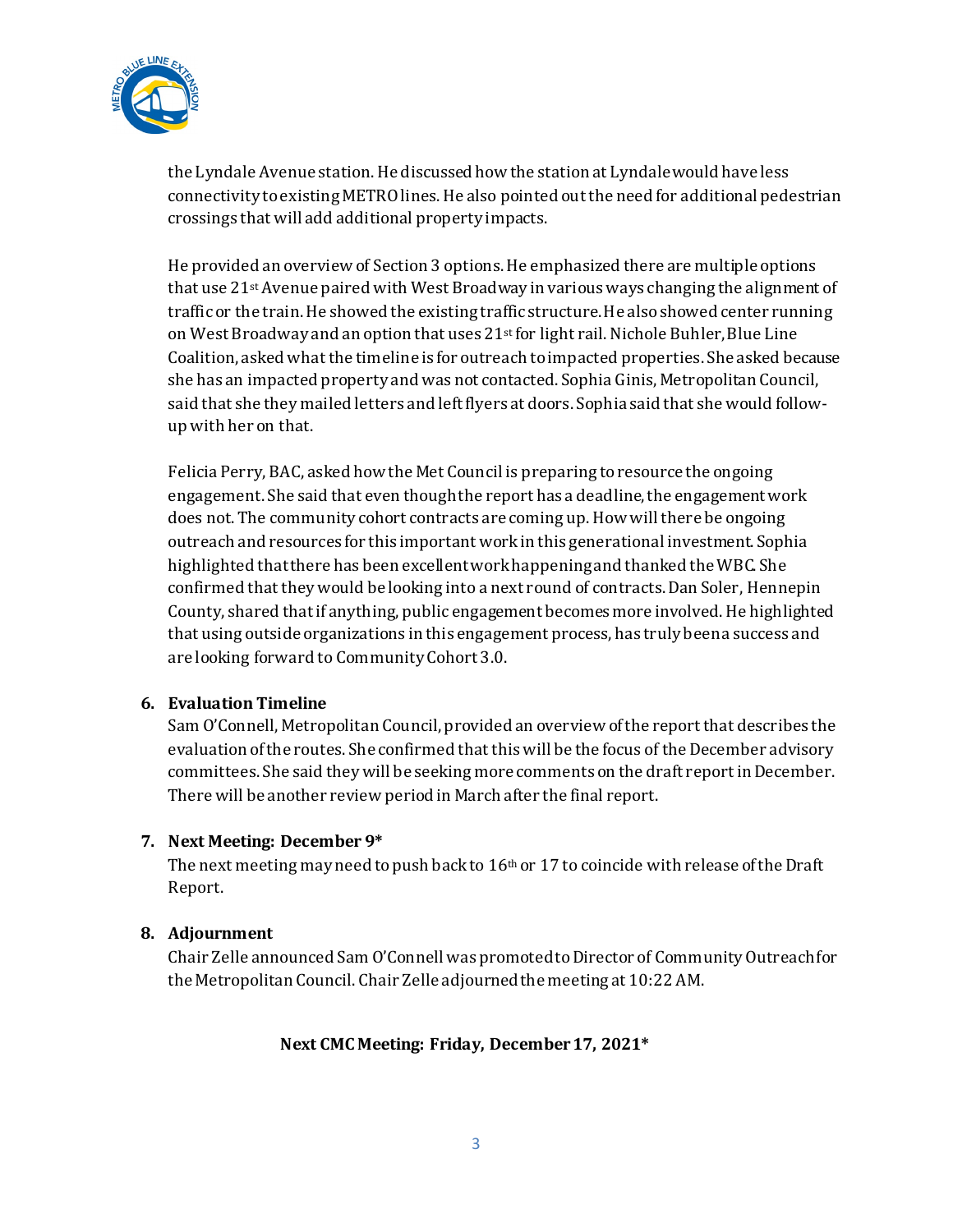the Lyndale Avenue station. He discussed how the station at Lyndale would have less connectivity to existing METRO lines. He also pointed out the need for additional pedestrian crossings that will add additional property impacts.

He provided an overview of Section 3 options. He emphasized there are multiple options that use 21st Avenue paired with West Broadway in various ways changing the alignment of traffic or the train. He showed the existing traffic structure. He also showed center running on West Broadway and an option that uses 21st for light rail. Nichole Buhler, Blue Line Coalition, asked what the timeline is for outreach to impacted properties. She asked because she has an impacted property and was not contacted. Sophia Ginis, Metropolitan Council, said that she they mailed letters and left flyers at doors. Sophia said that she would follow-up with her on that.

Felicia Perry, BAC, asked how the Met Council is preparing to resource the ongoing engagement. She said that even though the report has a deadline, the engagement work does not. The community cohort contracts are coming up. How will there be ongoing outreach and resources for this important work in this generational investment. Sophia highlighted that there has been excellent work happening and thanked the WBC. She confirmed that they would be looking into a next round of contracts. Dan Soler, Hennepin County, shared that if anything, public engagement becomes more involved. He highlighted that using outside organizations in this engagement process, has truly been a success and are looking forward to Community Cohort 3.0.

6. **Evaluation Timeline**
   Sam O'Connell, Metropolitan Council, provided an overview of the report that describes the evaluation of the routes. She confirmed that this will be the focus of the December advisory committees. She said they will be seeking more comments on the draft report in December. There will be another review period in March after the final report.

7. **Next Meeting: December 9***
   The next meeting may need to push back to 16th or 17 to coincide with release of the Draft Report.

8. **Adjournment**
   Chair Zelle announced Sam O'Connell was promoted to Director of Community Outreach for the Metropolitan Council. Chair Zelle adjourned the meeting at 10:22 AM.

**Next CMC Meeting: Friday, December 17, 2021***